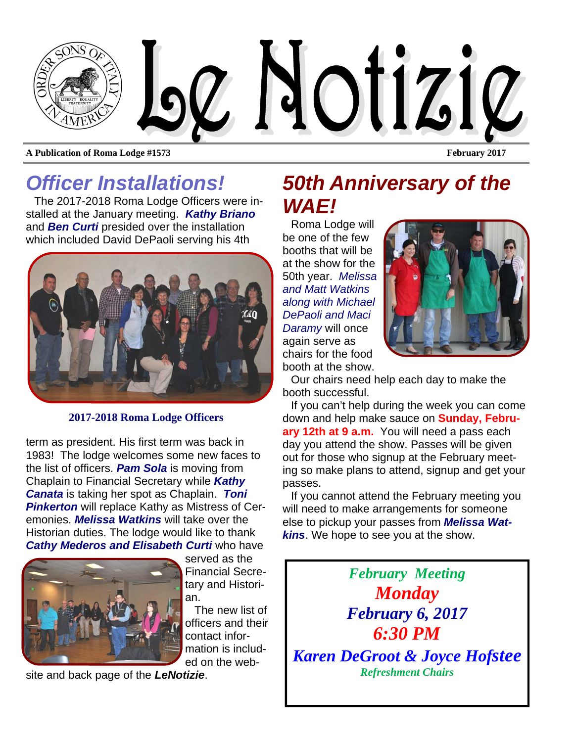# Le Notizie

**A Publication of Roma Lodge #1573** | **February 2017**

## Officer Installations!

The 2017-2018 Roma Lodge Officers were installed at the January meeting. ***Kathy Briano*** and ***Ben Curti*** presided over the installation which included David DePaoli serving his 4th term as president. His first term was back in 1983! The lodge welcomes some new faces to the list of officers. ***Pam Sola*** is moving from Chaplain to Financial Secretary while ***Kathy Canata*** is taking her spot as Chaplain. ***Toni Pinkerton*** will replace Kathy as Mistress of Ceremonies. ***Melissa Watkins*** will take over the Historian duties. The lodge would like to thank ***Cathy Mederos and Elisabeth Curti*** who have served as the Financial Secretary and Historian.

**2017-2018 Roma Lodge Officers**

The new list of officers and their contact information is included on the website and back page of the ***LeNotizie***.

## 50th Anniversary of the WAE!

Roma Lodge will be one of the few booths that will be at the show for the 50th year. *Melissa and Matt Watkins along with Michael DePaoli and Maci Daramy* will once again serve as chairs for the food booth at the show.

Our chairs need help each day to make the booth successful.

If you can't help during the week you can come down and help make sauce on **Sunday, February 12th at 9 a.m.** You will need a pass each day you attend the show. Passes will be given out for those who signup at the February meeting so make plans to attend, signup and get your passes.

If you cannot attend the February meeting you will need to make arrangements for someone else to pickup your passes from ***Melissa Watkins***. We hope to see you at the show.

***February Meeting***
***Monday***
***February 6, 2017***
***6:30 PM***
***Karen DeGroot & Joyce Hofstee***
***Refreshment Chairs***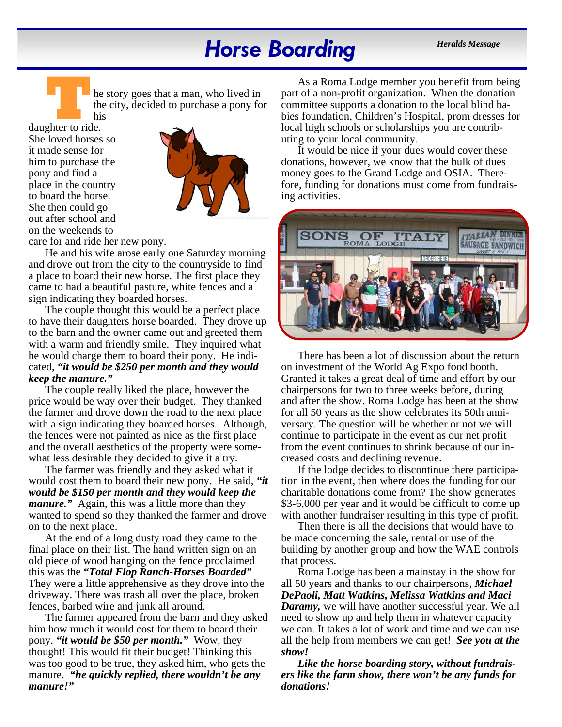# Horse Boarding

The story goes that a man, who lived in the city, decided to purchase a pony for his daughter to ride. She loved horses so it made sense for him to purchase the pony and find a place in the country to board the horse. She then could go out after school and on the weekends to care for and ride her new pony.

He and his wife arose early one Saturday morning and drove out from the city to the countryside to find a place to board their new horse. The first place they came to had a beautiful pasture, white fences and a sign indicating they boarded horses.

The couple thought this would be a perfect place to have their daughters horse boarded. They drove up to the barn and the owner came out and greeted them with a warm and friendly smile. They inquired what he would charge them to board their pony. He indicated, ***"it would be $250 per month and they would keep the manure."***

The couple really liked the place, however the price would be way over their budget. They thanked the farmer and drove down the road to the next place with a sign indicating they boarded horses. Although, the fences were not painted as nice as the first place and the overall aesthetics of the property were somewhat less desirable they decided to give it a try.

The farmer was friendly and they asked what it would cost them to board their new pony. He said, ***"it would be $150 per month and they would keep the manure."*** Again, this was a little more than they wanted to spend so they thanked the farmer and drove on to the next place.

At the end of a long dusty road they came to the final place on their list. The hand written sign on an old piece of wood hanging on the fence proclaimed this was the ***"Total Flop Ranch-Horses Boarded"*** They were a little apprehensive as they drove into the driveway. There was trash all over the place, broken fences, barbed wire and junk all around.

The farmer appeared from the barn and they asked him how much it would cost for them to board their pony. ***"it would be $50 per month."*** Wow, they thought! This would fit their budget! Thinking this was too good to be true, they asked him, who gets the manure. ***"he quickly replied, there wouldn't be any manure!"***

As a Roma Lodge member you benefit from being part of a non-profit organization. When the donation committee supports a donation to the local blind babies foundation, Children's Hospital, prom dresses for local high schools or scholarships you are contributing to your local community.

It would be nice if your dues would cover these donations, however, we know that the bulk of dues money goes to the Grand Lodge and OSIA. Therefore, funding for donations must come from fundraising activities.

There has been a lot of discussion about the return on investment of the World Ag Expo food booth. Granted it takes a great deal of time and effort by our chairpersons for two to three weeks before, during and after the show. Roma Lodge has been at the show for all 50 years as the show celebrates its 50th anniversary. The question will be whether or not we will continue to participate in the event as our net profit from the event continues to shrink because of our increased costs and declining revenue.

If the lodge decides to discontinue there participation in the event, then where does the funding for our charitable donations come from? The show generates $3-6,000 per year and it would be difficult to come up with another fundraiser resulting in this type of profit.

Then there is all the decisions that would have to be made concerning the sale, rental or use of the building by another group and how the WAE controls that process.

Roma Lodge has been a mainstay in the show for all 50 years and thanks to our chairpersons, ***Michael DePaoli, Matt Watkins, Melissa Watkins and Maci Daramy,*** we will have another successful year. We all need to show up and help them in whatever capacity we can. It takes a lot of work and time and we can use all the help from members we can get! ***See you at the show!***

***Like the horse boarding story, without fundraisers like the farm show, there won't be any funds for donations!***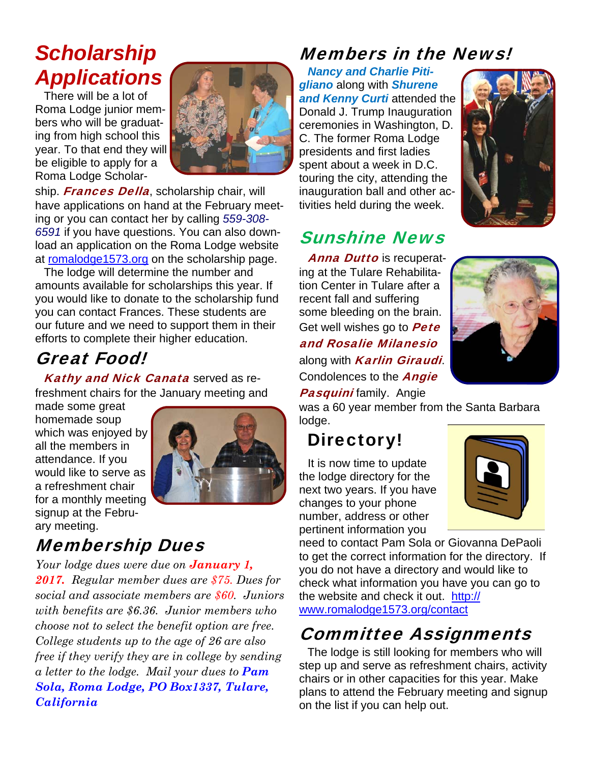## Scholarship Applications

There will be a lot of Roma Lodge junior members who will be graduating from high school this year. To that end they will be eligible to apply for a Roma Lodge Scholarship. ***Frances Della***, scholarship chair, will have applications on hand at the February meeting or you can contact her by calling *559-308-6591* if you have questions. You can also download an application on the Roma Lodge website at romalodge1573.org on the scholarship page.

The lodge will determine the number and amounts available for scholarships this year. If you would like to donate to the scholarship fund you can contact Frances. These students are our future and we need to support them in their efforts to complete their higher education.

## Great Food!

***Kathy and Nick Canata*** served as refreshment chairs for the January meeting and made some great homemade soup which was enjoyed by all the members in attendance. If you would like to serve as a refreshment chair for a monthly meeting signup at the February meeting.

## Membership Dues

*Your lodge dues were due on **January 1, 2017.** Regular member dues are $75. Dues for social and associate members are $60. Juniors with benefits are $6.36. Junior members who choose not to select the benefit option are free. College students up to the age of 26 are also free if they verify they are in college by sending a letter to the lodge. Mail your dues to **Pam Sola, Roma Lodge, PO Box1337, Tulare, California***

## Members in the News!

***Nancy and Charlie Pitigliano*** along with ***Shurene and Kenny Curti*** attended the Donald J. Trump Inauguration ceremonies in Washington, D. C. The former Roma Lodge presidents and first ladies spent about a week in D.C. touring the city, attending the inauguration ball and other activities held during the week.

## Sunshine News

***Anna Dutto*** is recuperating at the Tulare Rehabilitation Center in Tulare after a recent fall and suffering some bleeding on the brain. Get well wishes go to ***Pete and Rosalie Milanesio*** along with ***Karlin Giraudi***. Condolences to the ***Angie Pasquini*** family. Angie was a 60 year member from the Santa Barbara lodge.

## Directory!

It is now time to update the lodge directory for the next two years. If you have changes to your phone number, address or other pertinent information you need to contact Pam Sola or Giovanna DePaoli to get the correct information for the directory. If you do not have a directory and would like to check what information you have you can go to the website and check it out. http://www.romalodge1573.org/contact

## Committee Assignments

The lodge is still looking for members who will step up and serve as refreshment chairs, activity chairs or in other capacities for this year. Make plans to attend the February meeting and signup on the list if you can help out.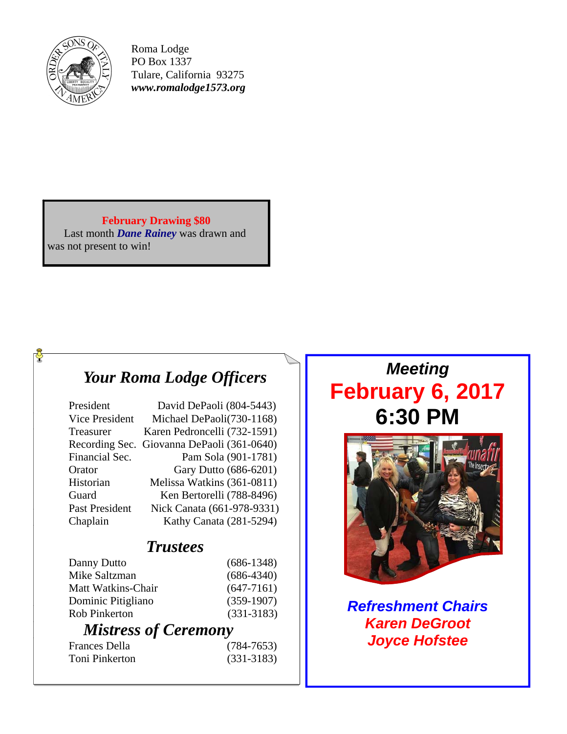Roma Lodge
PO Box 1337
Tulare, California 93275
***www.romalodge1573.org***

**February Drawing $80**

Last month ***Dane Rainey*** was drawn and was not present to win!

## *Your Roma Lodge Officers*

| | |
|---|---|
| President | David DePaoli (804-5443) |
| Vice President | Michael DePaoli(730-1168) |
| Treasurer | Karen Pedroncelli (732-1591) |
| Recording Sec. | Giovanna DePaoli (361-0640) |
| Financial Sec. | Pam Sola (901-1781) |
| Orator | Gary Dutto (686-6201) |
| Historian | Melissa Watkins (361-0811) |
| Guard | Ken Bertorelli (788-8496) |
| Past President | Nick Canata (661-978-9331) |
| Chaplain | Kathy Canata (281-5294) |

### *Trustees*

| | |
|---|---|
| Danny Dutto | (686-1348) |
| Mike Saltzman | (686-4340) |
| Matt Watkins-Chair | (647-7161) |
| Dominic Pitigliano | (359-1907) |
| Rob Pinkerton | (331-3183) |

### *Mistress of Ceremony*

| | |
|---|---|
| Frances Della | (784-7653) |
| Toni Pinkerton | (331-3183) |

***Meeting***

**February 6, 2017**

**6:30 PM**

***Refreshment Chairs***

***Karen DeGroot***

***Joyce Hofstee***